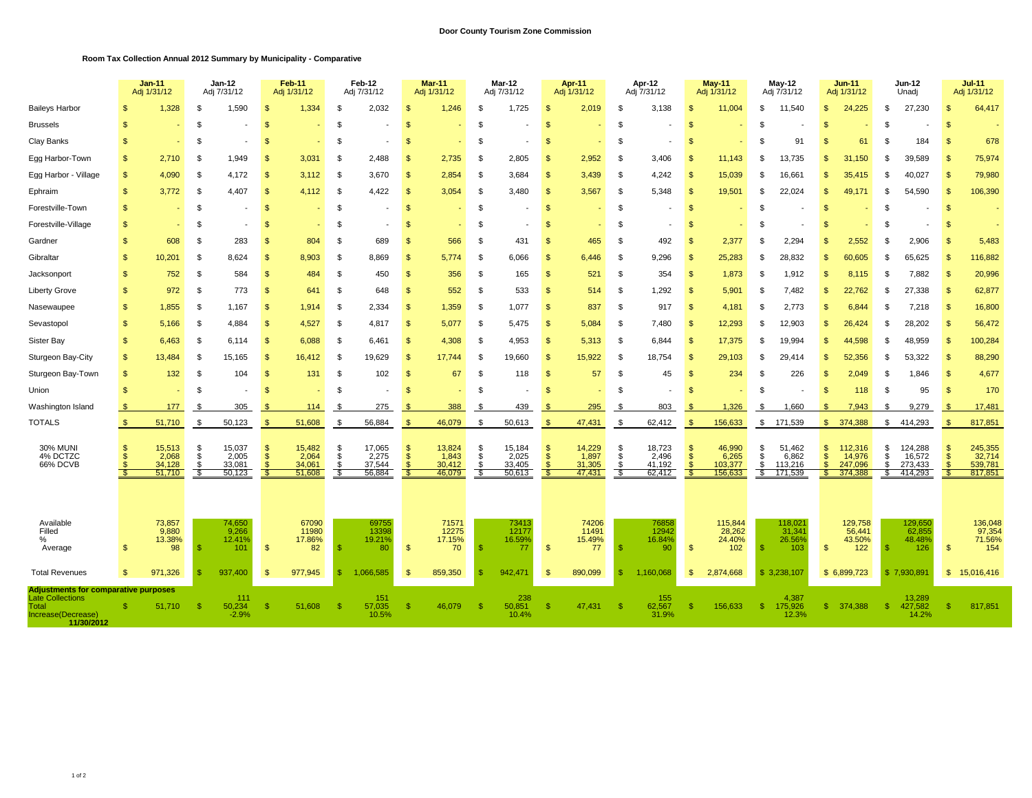**Door County Tourism Zone Commission**

**Room Tax Collection Annual 2012 Summary by Municipality - Comparative**

| | Jan-11 Adj 1/31/12 | Jan-12 Adj 7/31/12 | Feb-11 Adj 1/31/12 | Feb-12 Adj 7/31/12 | Mar-11 Adj 1/31/12 | Mar-12 Adj 7/31/12 | Apr-11 Adj 1/31/12 | Apr-12 Adj 7/31/12 | May-11 Adj 1/31/12 | May-12 Adj 7/31/12 | Jun-11 Adj 1/31/12 | Jun-12 Unadj | Jul-11 Adj 1/31/12 |
|---|---|---|---|---|---|---|---|---|---|---|---|---|---|
| Baileys Harbor | $ 1,328 | $ 1,590 | $ 1,334 | $ 2,032 | $ 1,246 | $ 1,725 | $ 2,019 | $ 3,138 | $ 11,004 | $ 11,540 | $ 24,225 | $ 27,230 | $ 64,417 |
| Brussels | $ - | $ - | $ - | $ - | $ - | $ - | $ - | $ - | $ - | $ - | $ - | $ - | $ - |
| Clay Banks | $ - | $ - | $ - | $ - | $ - | $ - | $ - | $ - | $ - | $ 91 | $ 61 | $ 184 | $ 678 |
| Egg Harbor-Town | $ 2,710 | $ 1,949 | $ 3,031 | $ 2,488 | $ 2,735 | $ 2,805 | $ 2,952 | $ 3,406 | $ 11,143 | $ 13,735 | $ 31,150 | $ 39,589 | $ 75,974 |
| Egg Harbor - Village | $ 4,090 | $ 4,172 | $ 3,112 | $ 3,670 | $ 2,854 | $ 3,684 | $ 3,439 | $ 4,242 | $ 15,039 | $ 16,661 | $ 35,415 | $ 40,027 | $ 79,980 |
| Ephraim | $ 3,772 | $ 4,407 | $ 4,112 | $ 4,422 | $ 3,054 | $ 3,480 | $ 3,567 | $ 5,348 | $ 19,501 | $ 22,024 | $ 49,171 | $ 54,590 | $ 106,390 |
| Forestville-Town | $ - | $ - | $ - | $ - | $ - | $ - | $ - | $ - | $ - | $ - | $ - | $ - | $ - |
| Forestville-Village | $ - | $ - | $ - | $ - | $ - | $ - | $ - | $ - | $ - | $ - | $ - | $ - | $ - |
| Gardner | $ 608 | $ 283 | $ 804 | $ 689 | $ 566 | $ 431 | $ 465 | $ 492 | $ 2,377 | $ 2,294 | $ 2,552 | $ 2,906 | $ 5,483 |
| Gibraltar | $ 10,201 | $ 8,624 | $ 8,903 | $ 8,869 | $ 5,774 | $ 6,066 | $ 6,446 | $ 9,296 | $ 25,283 | $ 28,832 | $ 60,605 | $ 65,625 | $ 116,882 |
| Jacksonport | $ 752 | $ 584 | $ 484 | $ 450 | $ 356 | $ 165 | $ 521 | $ 354 | $ 1,873 | $ 1,912 | $ 8,115 | $ 7,882 | $ 20,996 |
| Liberty Grove | $ 972 | $ 773 | $ 641 | $ 648 | $ 552 | $ 533 | $ 514 | $ 1,292 | $ 5,901 | $ 7,482 | $ 22,762 | $ 27,338 | $ 62,877 |
| Nasewaupee | $ 1,855 | $ 1,167 | $ 1,914 | $ 2,334 | $ 1,359 | $ 1,077 | $ 837 | $ 917 | $ 4,181 | $ 2,773 | $ 6,844 | $ 7,218 | $ 16,800 |
| Sevastopol | $ 5,166 | $ 4,884 | $ 4,527 | $ 4,817 | $ 5,077 | $ 5,475 | $ 5,084 | $ 7,480 | $ 12,293 | $ 12,903 | $ 26,424 | $ 28,202 | $ 56,472 |
| Sister Bay | $ 6,463 | $ 6,114 | $ 6,088 | $ 6,461 | $ 4,308 | $ 4,953 | $ 5,313 | $ 6,844 | $ 17,375 | $ 19,994 | $ 44,598 | $ 48,959 | $ 100,284 |
| Sturgeon Bay-City | $ 13,484 | $ 15,165 | $ 16,412 | $ 19,629 | $ 17,744 | $ 19,660 | $ 15,922 | $ 18,754 | $ 29,103 | $ 29,414 | $ 52,356 | $ 53,322 | $ 88,290 |
| Sturgeon Bay-Town | $ 132 | $ 104 | $ 131 | $ 102 | $ 67 | $ 118 | $ 57 | $ 45 | $ 234 | $ 226 | $ 2,049 | $ 1,846 | $ 4,677 |
| Union | $ - | $ - | $ - | $ - | $ - | $ - | $ - | $ - | $ - | $ - | $ 118 | $ 95 | $ 170 |
| Washington Island | $ 177 | $ 305 | $ 114 | $ 275 | $ 388 | $ 439 | $ 295 | $ 803 | $ 1,326 | $ 1,660 | $ 7,943 | $ 9,279 | $ 17,481 |
| TOTALS | $ 51,710 | $ 50,123 | $ 51,608 | $ 56,884 | $ 46,079 | $ 50,613 | $ 47,431 | $ 62,412 | $ 156,633 | $ 171,539 | $ 374,388 | $ 414,293 | $ 817,851 |
| 30% MUNI | $ 15,513 | $ 15,037 | $ 15,482 | $ 17,065 | $ 13,824 | $ 15,184 | $ 14,229 | $ 18,723 | $ 46,990 | $ 51,462 | $ 112,316 | $ 124,288 | $ 245,355 |
| 4% DCTZC | $ 2,068 | $ 2,005 | $ 2,064 | $ 2,275 | $ 1,843 | $ 2,025 | $ 1,897 | $ 2,496 | $ 6,265 | $ 6,862 | $ 14,976 | $ 16,572 | $ 32,714 |
| 66% DCVB | $ 34,128 | $ 33,081 | $ 34,061 | $ 37,544 | $ 30,412 | $ 33,405 | $ 31,305 | $ 41,192 | $ 103,377 | $ 113,216 | $ 247,096 | $ 273,433 | $ 539,781 |
| | $ 51,710 | $ 50,123 | $ 51,608 | $ 56,884 | $ 46,079 | $ 50,613 | $ 47,431 | $ 62,412 | $ 156,633 | $ 171,539 | $ 374,388 | $ 414,293 | $ 817,851 |
| Available | 73,857 | 74,650 | 67090 | 69755 | 71571 | 73413 | 74206 | 76858 | 115,844 | 118,021 | 129,758 | 129,650 | 136,048 |
| Filled | 9,880 | 9,266 | 11980 | 13398 | 12275 | 12177 | 11491 | 12942 | 28,262 | 31,341 | 56,441 | 62,855 | 97,354 |
| % | 13.38% | 12.41% | 17.86% | 19.21% | 17.15% | 16.59% | 15.49% | 16.84% | 24.40% | 26.56% | 43.50% | 48.48% | 71.56% |
| Average | $ 98 | $ 101 | $ 82 | $ 80 | $ 70 | $ 77 | $ 77 | $ 90 | $ 102 | $ 103 | $ 122 | $ 126 | $ 154 |
| Total Revenues | $ 971,326 | $ 937,400 | $ 977,945 | $ 1,066,585 | $ 859,350 | $ 942,471 | $ 890,099 | $ 1,160,068 | $ 2,874,668 | $ 3,238,107 | $ 6,899,723 | $ 7,930,891 | $ 15,016,416 |
| **Adjustments for comparative purposes** | | | | | | | | | | | | | |
| Late Collections | | 111 | | 151 | | 238 | | 155 | | 4,387 | | 13,289 | |
| Total | $ 51,710 | $ 50,234 | $ 51,608 | $ 57,035 | $ 46,079 | $ 50,851 | $ 47,431 | $ 62,567 | $ 156,633 | $ 175,926 | $ 374,388 | $ 427,582 | $ 817,851 |
| % Increase(Decrease) | | -2.9% | | 10.5% | | 10.4% | | 31.9% | | 12.3% | | 14.2% | |
| **11/30/2012** | | | | | | | | | | | | | |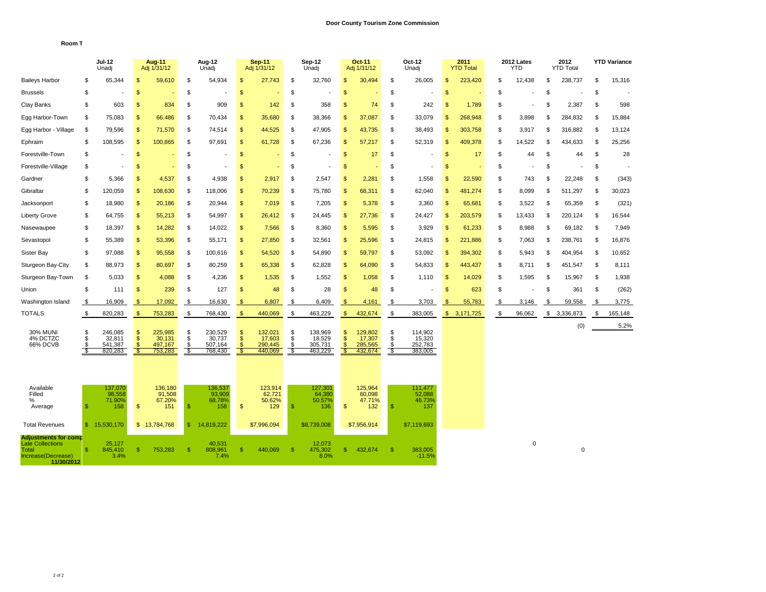**Door County Tourism Zone Commission**

**Room T**

| | Jul-12 Unadj | Aug-11 Adj 1/31/12 | Aug-12 Unadj | Sep-11 Adj 1/31/12 | Sep-12 Unadj | Oct-11 Adj 1/31/12 | Oct-12 Unadj | 2011 YTD Total | 2012 Lates YTD | 2012 YTD Total | YTD Variance |
|---|---|---|---|---|---|---|---|---|---|---|---|
| Baileys Harbor | $ 65,344 | $ 59,610 | $ 54,934 | $ 27,743 | $ 32,760 | $ 30,494 | $ 26,005 | $ 223,420 | $ 12,438 | $ 238,737 | $ 15,316 |
| Brussels | $ - | $ - | $ - | $ - | $ - | $ - | $ - | $ - | $ - | $ - | $ - |
| Clay Banks | $ 603 | $ 834 | $ 909 | $ 142 | $ 358 | $ 74 | $ 242 | $ 1,789 | $ - | $ 2,387 | $ 598 |
| Egg Harbor-Town | $ 75,083 | $ 66,486 | $ 70,434 | $ 35,680 | $ 38,366 | $ 37,087 | $ 33,079 | $ 268,948 | $ 3,898 | $ 284,832 | $ 15,884 |
| Egg Harbor - Village | $ 79,596 | $ 71,570 | $ 74,514 | $ 44,525 | $ 47,905 | $ 43,735 | $ 38,493 | $ 303,758 | $ 3,917 | $ 316,882 | $ 13,124 |
| Ephraim | $ 108,595 | $ 100,865 | $ 97,691 | $ 61,728 | $ 67,236 | $ 57,217 | $ 52,319 | $ 409,378 | $ 14,522 | $ 434,633 | $ 25,256 |
| Forestville-Town | $ - | $ - | $ - | $ - | $ - | $ 17 | $ - | $ 17 | $ 44 | $ 44 | $ 28 |
| Forestville-Village | $ - | $ - | $ - | $ - | $ - | $ - | $ - | $ - | $ - | $ - | $ - |
| Gardner | $ 5,366 | $ 4,537 | $ 4,938 | $ 2,917 | $ 2,547 | $ 2,281 | $ 1,558 | $ 22,590 | $ 743 | $ 22,248 | $ (343) |
| Gibraltar | $ 120,059 | $ 108,630 | $ 118,006 | $ 70,239 | $ 75,780 | $ 68,311 | $ 62,040 | $ 481,274 | $ 8,099 | $ 511,297 | $ 30,023 |
| Jacksonport | $ 18,980 | $ 20,186 | $ 20,944 | $ 7,019 | $ 7,205 | $ 5,378 | $ 3,360 | $ 65,681 | $ 3,522 | $ 65,359 | $ (321) |
| Liberty Grove | $ 64,755 | $ 55,213 | $ 54,997 | $ 26,412 | $ 24,445 | $ 27,736 | $ 24,427 | $ 203,579 | $ 13,433 | $ 220,124 | $ 16,544 |
| Nasewaupee | $ 18,397 | $ 14,282 | $ 14,022 | $ 7,566 | $ 8,360 | $ 5,595 | $ 3,929 | $ 61,233 | $ 8,988 | $ 69,182 | $ 7,949 |
| Sevastopol | $ 55,389 | $ 53,396 | $ 55,171 | $ 27,850 | $ 32,561 | $ 25,596 | $ 24,815 | $ 221,886 | $ 7,063 | $ 238,761 | $ 16,876 |
| Sister Bay | $ 97,088 | $ 95,558 | $ 100,616 | $ 54,520 | $ 54,890 | $ 59,797 | $ 53,092 | $ 394,302 | $ 5,943 | $ 404,954 | $ 10,652 |
| Sturgeon Bay-City | $ 88,973 | $ 80,697 | $ 80,259 | $ 65,338 | $ 62,828 | $ 64,090 | $ 54,833 | $ 443,437 | $ 8,711 | $ 451,547 | $ 8,111 |
| Sturgeon Bay-Town | $ 5,033 | $ 4,088 | $ 4,236 | $ 1,535 | $ 1,552 | $ 1,058 | $ 1,110 | $ 14,029 | $ 1,595 | $ 15,967 | $ 1,938 |
| Union | $ 111 | $ 239 | $ 127 | $ 48 | $ 28 | $ 48 | $ - | $ 623 | $ - | $ 361 | $ (262) |
| Washington Island | $ 16,909 | $ 17,092 | $ 16,630 | $ 6,807 | $ 6,409 | $ 4,161 | $ 3,703 | $ 55,783 | $ 3,146 | $ 59,558 | $ 3,775 |
| TOTALS | $ 820,283 | $ 753,283 | $ 768,430 | $ 440,069 | $ 463,229 | $ 432,674 | $ 383,005 | $ 3,171,725 | $ 96,062 | $ 3,336,873 | $ 165,148 |
| | | | | | | | | | | (0) | 5.2% |
| 30% MUNI | $ 246,085 | $ 225,985 | $ 230,529 | $ 132,021 | $ 138,969 | $ 129,802 | $ 114,902 | | | | |
| 4% DCTZC | $ 32,811 | $ 30,131 | $ 30,737 | $ 17,603 | $ 18,529 | $ 17,307 | $ 15,320 | | | | |
| 66% DCVB | $ 541,387 | $ 497,167 | $ 507,164 | $ 290,445 | $ 305,731 | $ 285,565 | $ 252,783 | | | | |
| | $ 820,283 | $ 753,283 | $ 768,430 | $ 440,069 | $ 463,229 | $ 432,674 | $ 383,005 | | | | |
| Available | 137,070 | 136,180 | 136,537 | 123,914 | 127,301 | 125,964 | 111,477 | | | | |
| Filled | 98,558 | 91,508 | 93,909 | 62,721 | 64,380 | 60,098 | 52,088 | | | | |
| % | 71.90% | 67.20% | 68.78% | 50.62% | 50.57% | 47.71% | 46.73% | | | | |
| Average | $ 158 | $ 151 | $ 158 | $ 129 | $ 136 | $ 132 | $ 137 | | | | |
| Total Revenues | $ 15,530,170 | $ 13,784,768 | $ 14,819,222 | $7,996,094 | $8,739,008 | $7,956,914 | $7,119,693 | | | | |
| **Adjustments for comp** | | | | | | | | | | | |
| Late Collections | 25,127 | | 40,531 | | 12,073 | | | | 0 | | |
| Total | $ 845,410 | $ 753,283 | $ 808,961 | $ 440,069 | $ 475,302 | $ 432,674 | $ 383,005 | | | 0 | |
| Increase(Decrease) | 3.4% | | 7.4% | | 8.0% | | -11.5% | | | | |
| **11/30/2012** | | | | | | | | | | | |